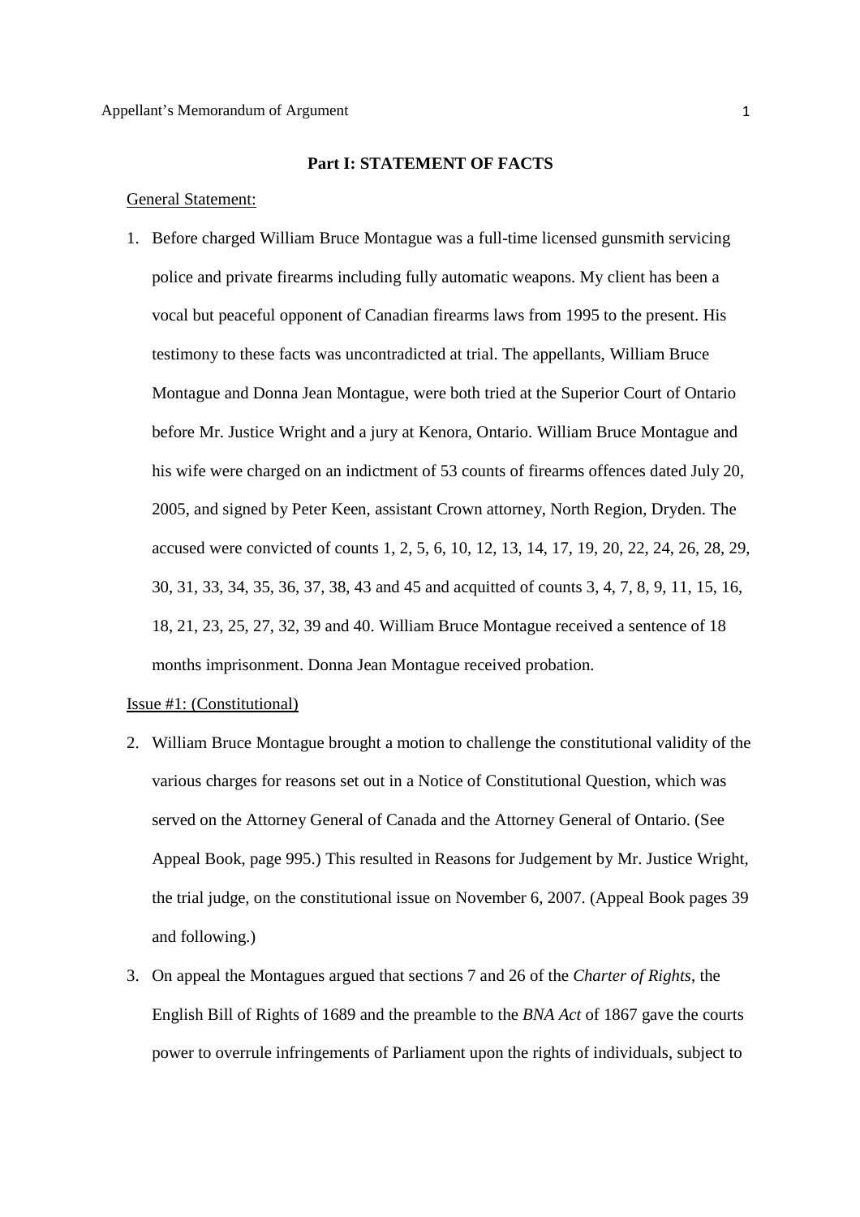**Part I: STATEMENT OF FACTS**

General Statement:

1. Before charged William Bruce Montague was a full-time licensed gunsmith servicing police and private firearms including fully automatic weapons. My client has been a vocal but peaceful opponent of Canadian firearms laws from 1995 to the present. His testimony to these facts was uncontradicted at trial. The appellants, William Bruce Montague and Donna Jean Montague, were both tried at the Superior Court of Ontario before Mr. Justice Wright and a jury at Kenora, Ontario. William Bruce Montague and his wife were charged on an indictment of 53 counts of firearms offences dated July 20, 2005, and signed by Peter Keen, assistant Crown attorney, North Region, Dryden. The accused were convicted of counts 1, 2, 5, 6, 10, 12, 13, 14, 17, 19, 20, 22, 24, 26, 28, 29, 30, 31, 33, 34, 35, 36, 37, 38, 43 and 45 and acquitted of counts 3, 4, 7, 8, 9, 11, 15, 16, 18, 21, 23, 25, 27, 32, 39 and 40. William Bruce Montague received a sentence of 18 months imprisonment. Donna Jean Montague received probation.

Issue #1: (Constitutional)

2. William Bruce Montague brought a motion to challenge the constitutional validity of the various charges for reasons set out in a Notice of Constitutional Question, which was served on the Attorney General of Canada and the Attorney General of Ontario. (See Appeal Book, page 995.) This resulted in Reasons for Judgement by Mr. Justice Wright, the trial judge, on the constitutional issue on November 6, 2007. (Appeal Book pages 39 and following.)

3. On appeal the Montagues argued that sections 7 and 26 of the *Charter of Rights*, the English Bill of Rights of 1689 and the preamble to the *BNA Act* of 1867 gave the courts power to overrule infringements of Parliament upon the rights of individuals, subject to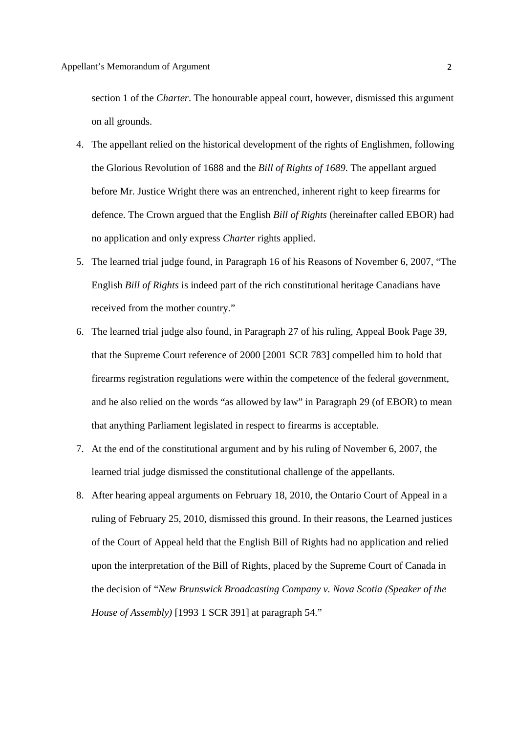section 1 of the *Charter*. The honourable appeal court, however, dismissed this argument on all grounds.

4. The appellant relied on the historical development of the rights of Englishmen, following the Glorious Revolution of 1688 and the *Bill of Rights of 1689*. The appellant argued before Mr. Justice Wright there was an entrenched, inherent right to keep firearms for defence. The Crown argued that the English *Bill of Rights* (hereinafter called EBOR) had no application and only express *Charter* rights applied.
5. The learned trial judge found, in Paragraph 16 of his Reasons of November 6, 2007, "The English *Bill of Rights* is indeed part of the rich constitutional heritage Canadians have received from the mother country."
6. The learned trial judge also found, in Paragraph 27 of his ruling, Appeal Book Page 39, that the Supreme Court reference of 2000 [2001 SCR 783] compelled him to hold that firearms registration regulations were within the competence of the federal government, and he also relied on the words "as allowed by law" in Paragraph 29 (of EBOR) to mean that anything Parliament legislated in respect to firearms is acceptable.
7. At the end of the constitutional argument and by his ruling of November 6, 2007, the learned trial judge dismissed the constitutional challenge of the appellants.
8. After hearing appeal arguments on February 18, 2010, the Ontario Court of Appeal in a ruling of February 25, 2010, dismissed this ground. In their reasons, the Learned justices of the Court of Appeal held that the English Bill of Rights had no application and relied upon the interpretation of the Bill of Rights, placed by the Supreme Court of Canada in the decision of "*New Brunswick Broadcasting Company v. Nova Scotia (Speaker of the House of Assembly)* [1993 1 SCR 391] at paragraph 54."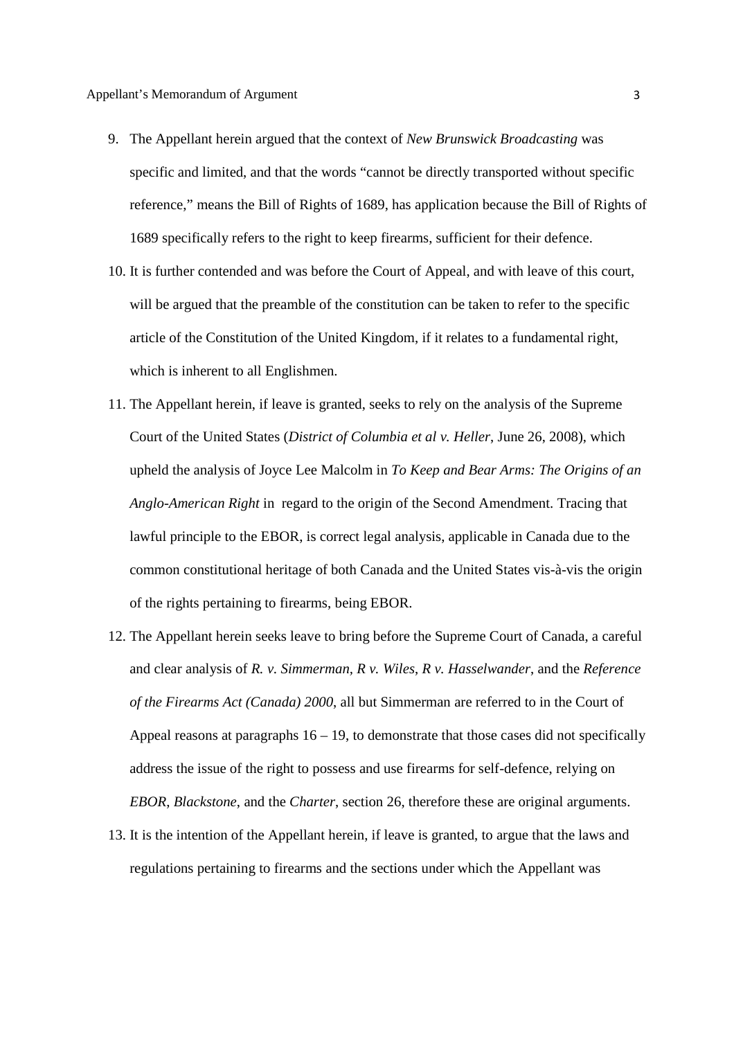9. The Appellant herein argued that the context of *New Brunswick Broadcasting* was specific and limited, and that the words "cannot be directly transported without specific reference," means the Bill of Rights of 1689, has application because the Bill of Rights of 1689 specifically refers to the right to keep firearms, sufficient for their defence.

10. It is further contended and was before the Court of Appeal, and with leave of this court, will be argued that the preamble of the constitution can be taken to refer to the specific article of the Constitution of the United Kingdom, if it relates to a fundamental right, which is inherent to all Englishmen.

11. The Appellant herein, if leave is granted, seeks to rely on the analysis of the Supreme Court of the United States (*District of Columbia et al v. Heller*, June 26, 2008), which upheld the analysis of Joyce Lee Malcolm in *To Keep and Bear Arms: The Origins of an Anglo-American Right* in regard to the origin of the Second Amendment. Tracing that lawful principle to the EBOR, is correct legal analysis, applicable in Canada due to the common constitutional heritage of both Canada and the United States vis-à-vis the origin of the rights pertaining to firearms, being EBOR.

12. The Appellant herein seeks leave to bring before the Supreme Court of Canada, a careful and clear analysis of *R. v. Simmerman*, *R v. Wiles*, *R v. Hasselwander*, and the *Reference of the Firearms Act (Canada) 2000*, all but Simmerman are referred to in the Court of Appeal reasons at paragraphs 16 – 19, to demonstrate that those cases did not specifically address the issue of the right to possess and use firearms for self-defence, relying on *EBOR*, *Blackstone*, and the *Charter*, section 26, therefore these are original arguments.

13. It is the intention of the Appellant herein, if leave is granted, to argue that the laws and regulations pertaining to firearms and the sections under which the Appellant was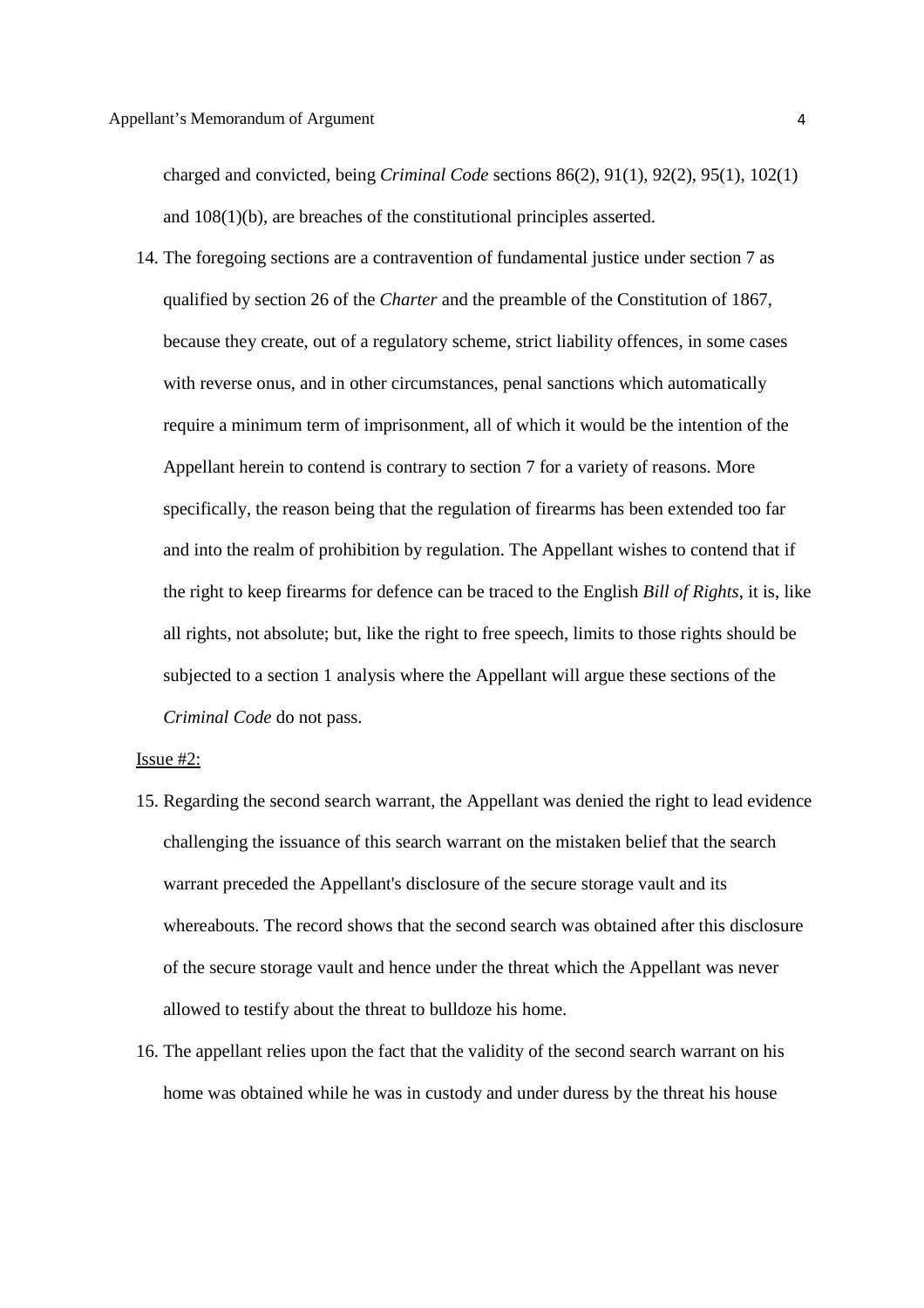charged and convicted, being *Criminal Code* sections 86(2), 91(1), 92(2), 95(1), 102(1) and 108(1)(b), are breaches of the constitutional principles asserted.

14. The foregoing sections are a contravention of fundamental justice under section 7 as qualified by section 26 of the *Charter* and the preamble of the Constitution of 1867, because they create, out of a regulatory scheme, strict liability offences, in some cases with reverse onus, and in other circumstances, penal sanctions which automatically require a minimum term of imprisonment, all of which it would be the intention of the Appellant herein to contend is contrary to section 7 for a variety of reasons. More specifically, the reason being that the regulation of firearms has been extended too far and into the realm of prohibition by regulation. The Appellant wishes to contend that if the right to keep firearms for defence can be traced to the English *Bill of Rights*, it is, like all rights, not absolute; but, like the right to free speech, limits to those rights should be subjected to a section 1 analysis where the Appellant will argue these sections of the *Criminal Code* do not pass.

<u>Issue #2:</u>

15. Regarding the second search warrant, the Appellant was denied the right to lead evidence challenging the issuance of this search warrant on the mistaken belief that the search warrant preceded the Appellant's disclosure of the secure storage vault and its whereabouts. The record shows that the second search was obtained after this disclosure of the secure storage vault and hence under the threat which the Appellant was never allowed to testify about the threat to bulldoze his home.

16. The appellant relies upon the fact that the validity of the second search warrant on his home was obtained while he was in custody and under duress by the threat his house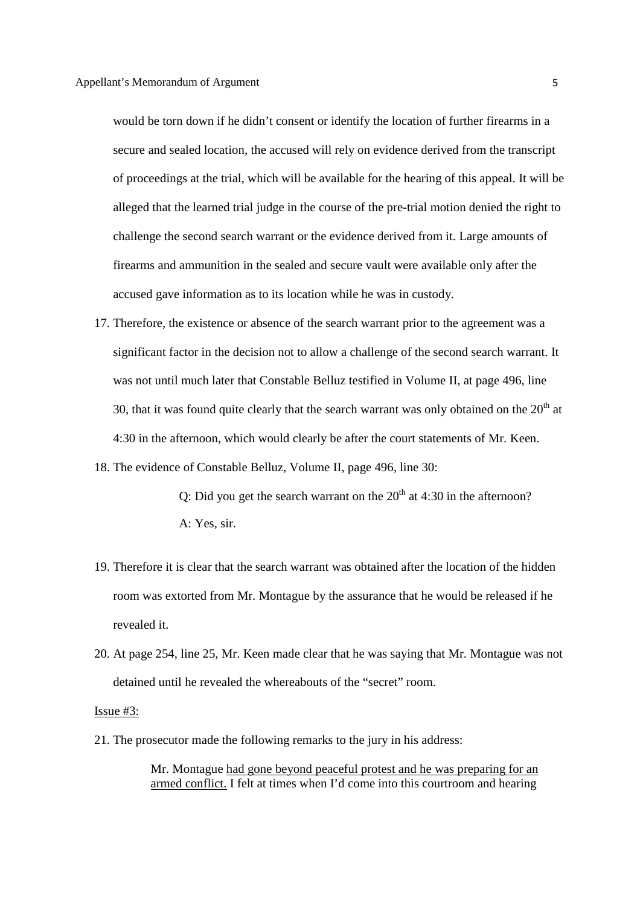would be torn down if he didn't consent or identify the location of further firearms in a secure and sealed location, the accused will rely on evidence derived from the transcript of proceedings at the trial, which will be available for the hearing of this appeal. It will be alleged that the learned trial judge in the course of the pre-trial motion denied the right to challenge the second search warrant or the evidence derived from it. Large amounts of firearms and ammunition in the sealed and secure vault were available only after the accused gave information as to its location while he was in custody.

17. Therefore, the existence or absence of the search warrant prior to the agreement was a significant factor in the decision not to allow a challenge of the second search warrant. It was not until much later that Constable Belluz testified in Volume II, at page 496, line 30, that it was found quite clearly that the search warrant was only obtained on the 20th at 4:30 in the afternoon, which would clearly be after the court statements of Mr. Keen.

18. The evidence of Constable Belluz, Volume II, page 496, line 30:

    > Q: Did you get the search warrant on the 20th at 4:30 in the afternoon?
    >
    > A: Yes, sir.

19. Therefore it is clear that the search warrant was obtained after the location of the hidden room was extorted from Mr. Montague by the assurance that he would be released if he revealed it.

20. At page 254, line 25, Mr. Keen made clear that he was saying that Mr. Montague was not detained until he revealed the whereabouts of the "secret" room.

<u>Issue #3:</u>

21. The prosecutor made the following remarks to the jury in his address:

    > Mr. Montague <u>had gone beyond peaceful protest and he was preparing for an armed conflict.</u> I felt at times when I'd come into this courtroom and hearing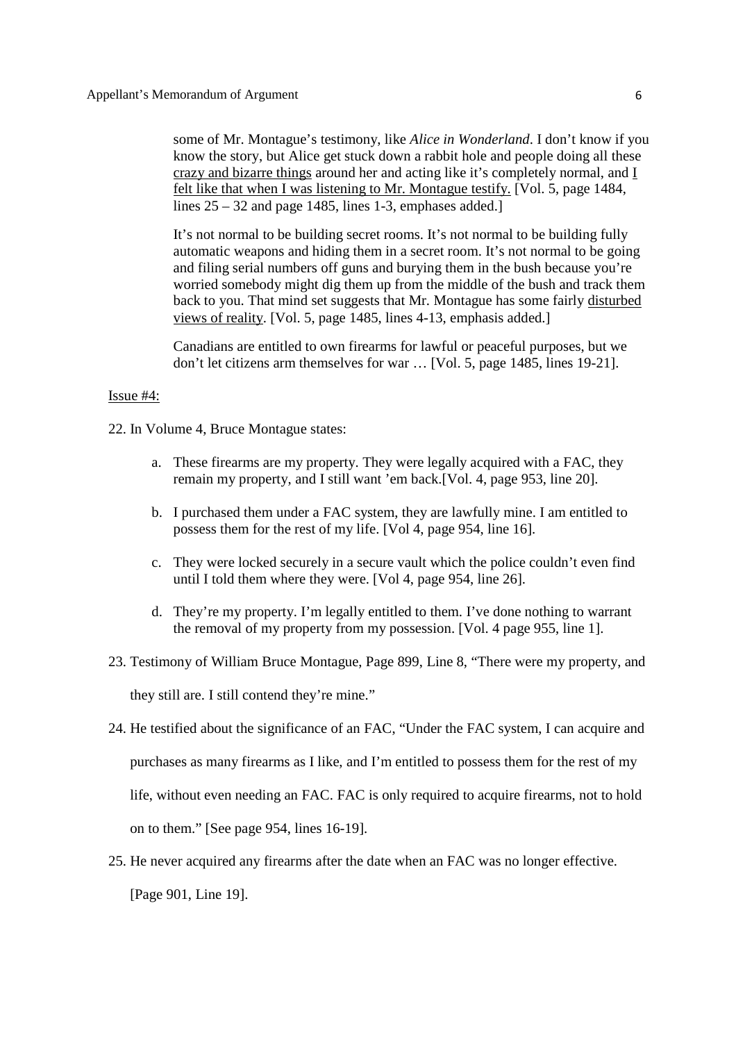> some of Mr. Montague's testimony, like *Alice in Wonderland*. I don't know if you know the story, but Alice get stuck down a rabbit hole and people doing all these <u>crazy and bizarre things</u> around her and acting like it's completely normal, and <u>I felt like that when I was listening to Mr. Montague testify.</u> [Vol. 5, page 1484, lines 25 – 32 and page 1485, lines 1-3, emphases added.]
>
> It's not normal to be building secret rooms. It's not normal to be building fully automatic weapons and hiding them in a secret room. It's not normal to be going and filing serial numbers off guns and burying them in the bush because you're worried somebody might dig them up from the middle of the bush and track them back to you. That mind set suggests that Mr. Montague has some fairly <u>disturbed views of reality</u>. [Vol. 5, page 1485, lines 4-13, emphasis added.]
>
> Canadians are entitled to own firearms for lawful or peaceful purposes, but we don't let citizens arm themselves for war … [Vol. 5, page 1485, lines 19-21].

<u>Issue #4:</u>

22. In Volume 4, Bruce Montague states:

    a. These firearms are my property. They were legally acquired with a FAC, they remain my property, and I still want 'em back.[Vol. 4, page 953, line 20].

    b. I purchased them under a FAC system, they are lawfully mine. I am entitled to possess them for the rest of my life. [Vol 4, page 954, line 16].

    c. They were locked securely in a secure vault which the police couldn't even find until I told them where they were. [Vol 4, page 954, line 26].

    d. They're my property. I'm legally entitled to them. I've done nothing to warrant the removal of my property from my possession. [Vol. 4 page 955, line 1].

23. Testimony of William Bruce Montague, Page 899, Line 8, "There were my property, and they still are. I still contend they're mine."

24. He testified about the significance of an FAC, "Under the FAC system, I can acquire and purchases as many firearms as I like, and I'm entitled to possess them for the rest of my life, without even needing an FAC. FAC is only required to acquire firearms, not to hold on to them." [See page 954, lines 16-19].

25. He never acquired any firearms after the date when an FAC was no longer effective. [Page 901, Line 19].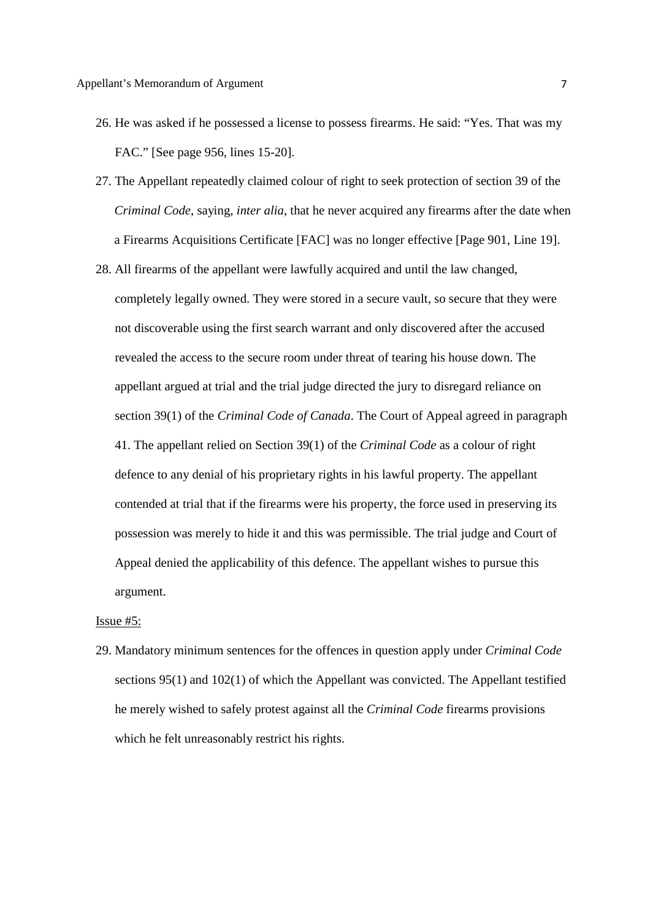26. He was asked if he possessed a license to possess firearms. He said: "Yes. That was my FAC." [See page 956, lines 15-20].

27. The Appellant repeatedly claimed colour of right to seek protection of section 39 of the *Criminal Code*, saying, *inter alia*, that he never acquired any firearms after the date when a Firearms Acquisitions Certificate [FAC] was no longer effective [Page 901, Line 19].

28. All firearms of the appellant were lawfully acquired and until the law changed, completely legally owned. They were stored in a secure vault, so secure that they were not discoverable using the first search warrant and only discovered after the accused revealed the access to the secure room under threat of tearing his house down. The appellant argued at trial and the trial judge directed the jury to disregard reliance on section 39(1) of the *Criminal Code of Canada*. The Court of Appeal agreed in paragraph 41. The appellant relied on Section 39(1) of the *Criminal Code* as a colour of right defence to any denial of his proprietary rights in his lawful property. The appellant contended at trial that if the firearms were his property, the force used in preserving its possession was merely to hide it and this was permissible. The trial judge and Court of Appeal denied the applicability of this defence. The appellant wishes to pursue this argument.

<u>Issue #5:</u>

29. Mandatory minimum sentences for the offences in question apply under *Criminal Code* sections 95(1) and 102(1) of which the Appellant was convicted. The Appellant testified he merely wished to safely protest against all the *Criminal Code* firearms provisions which he felt unreasonably restrict his rights.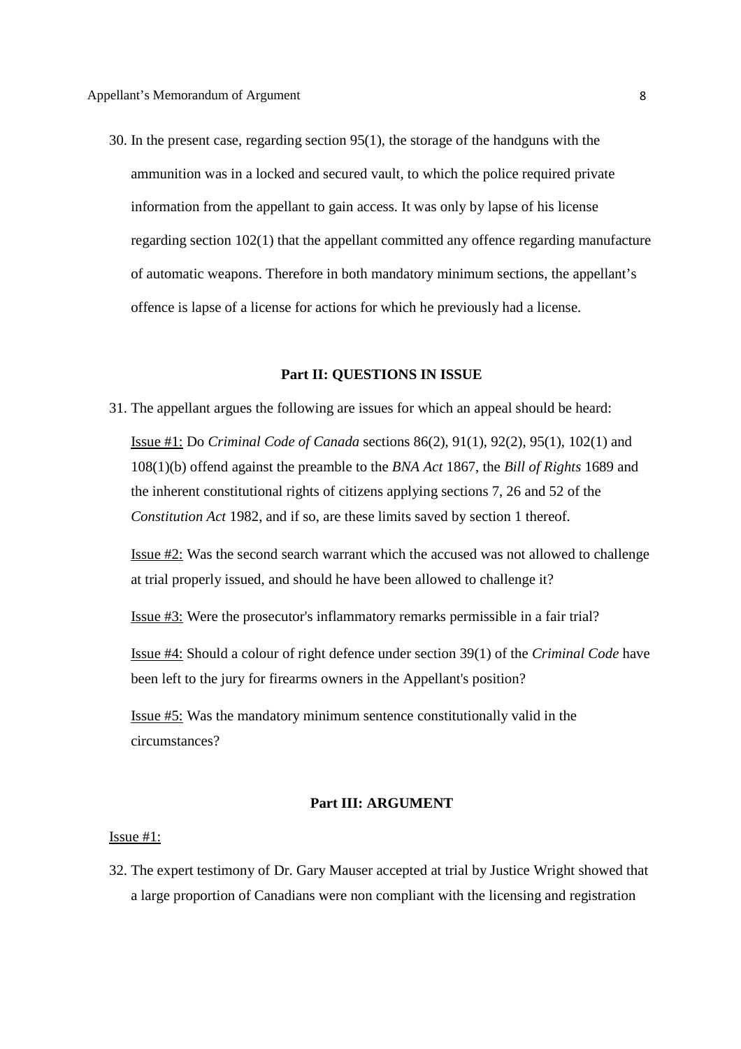30. In the present case, regarding section 95(1), the storage of the handguns with the ammunition was in a locked and secured vault, to which the police required private information from the appellant to gain access. It was only by lapse of his license regarding section 102(1) that the appellant committed any offence regarding manufacture of automatic weapons. Therefore in both mandatory minimum sections, the appellant's offence is lapse of a license for actions for which he previously had a license.

## Part II: QUESTIONS IN ISSUE

31. The appellant argues the following are issues for which an appeal should be heard:

<u>Issue #1:</u> Do *Criminal Code of Canada* sections 86(2), 91(1), 92(2), 95(1), 102(1) and 108(1)(b) offend against the preamble to the *BNA Act* 1867, the *Bill of Rights* 1689 and the inherent constitutional rights of citizens applying sections 7, 26 and 52 of the *Constitution Act* 1982, and if so, are these limits saved by section 1 thereof.

<u>Issue #2:</u> Was the second search warrant which the accused was not allowed to challenge at trial properly issued, and should he have been allowed to challenge it?

<u>Issue #3:</u> Were the prosecutor's inflammatory remarks permissible in a fair trial?

<u>Issue #4:</u> Should a colour of right defence under section 39(1) of the *Criminal Code* have been left to the jury for firearms owners in the Appellant's position?

<u>Issue #5:</u> Was the mandatory minimum sentence constitutionally valid in the circumstances?

## Part III: ARGUMENT

<u>Issue #1:</u>

32. The expert testimony of Dr. Gary Mauser accepted at trial by Justice Wright showed that a large proportion of Canadians were non compliant with the licensing and registration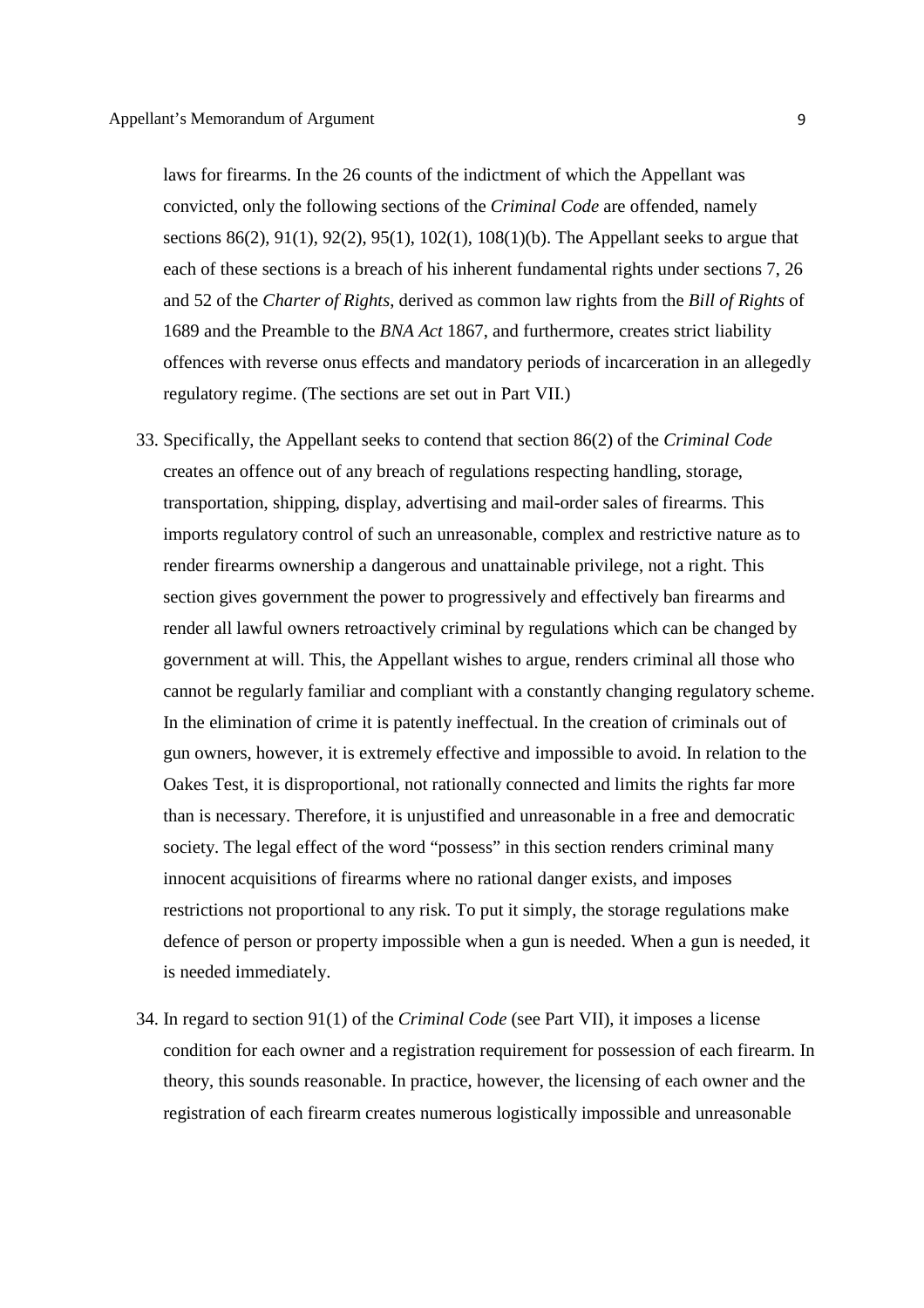laws for firearms. In the 26 counts of the indictment of which the Appellant was convicted, only the following sections of the *Criminal Code* are offended, namely sections 86(2), 91(1), 92(2), 95(1), 102(1), 108(1)(b). The Appellant seeks to argue that each of these sections is a breach of his inherent fundamental rights under sections 7, 26 and 52 of the *Charter of Rights*, derived as common law rights from the *Bill of Rights* of 1689 and the Preamble to the *BNA Act* 1867, and furthermore, creates strict liability offences with reverse onus effects and mandatory periods of incarceration in an allegedly regulatory regime. (The sections are set out in Part VII.)

33. Specifically, the Appellant seeks to contend that section 86(2) of the *Criminal Code* creates an offence out of any breach of regulations respecting handling, storage, transportation, shipping, display, advertising and mail-order sales of firearms. This imports regulatory control of such an unreasonable, complex and restrictive nature as to render firearms ownership a dangerous and unattainable privilege, not a right. This section gives government the power to progressively and effectively ban firearms and render all lawful owners retroactively criminal by regulations which can be changed by government at will. This, the Appellant wishes to argue, renders criminal all those who cannot be regularly familiar and compliant with a constantly changing regulatory scheme. In the elimination of crime it is patently ineffectual. In the creation of criminals out of gun owners, however, it is extremely effective and impossible to avoid. In relation to the Oakes Test, it is disproportional, not rationally connected and limits the rights far more than is necessary. Therefore, it is unjustified and unreasonable in a free and democratic society. The legal effect of the word "possess" in this section renders criminal many innocent acquisitions of firearms where no rational danger exists, and imposes restrictions not proportional to any risk. To put it simply, the storage regulations make defence of person or property impossible when a gun is needed. When a gun is needed, it is needed immediately.

34. In regard to section 91(1) of the *Criminal Code* (see Part VII), it imposes a license condition for each owner and a registration requirement for possession of each firearm. In theory, this sounds reasonable. In practice, however, the licensing of each owner and the registration of each firearm creates numerous logistically impossible and unreasonable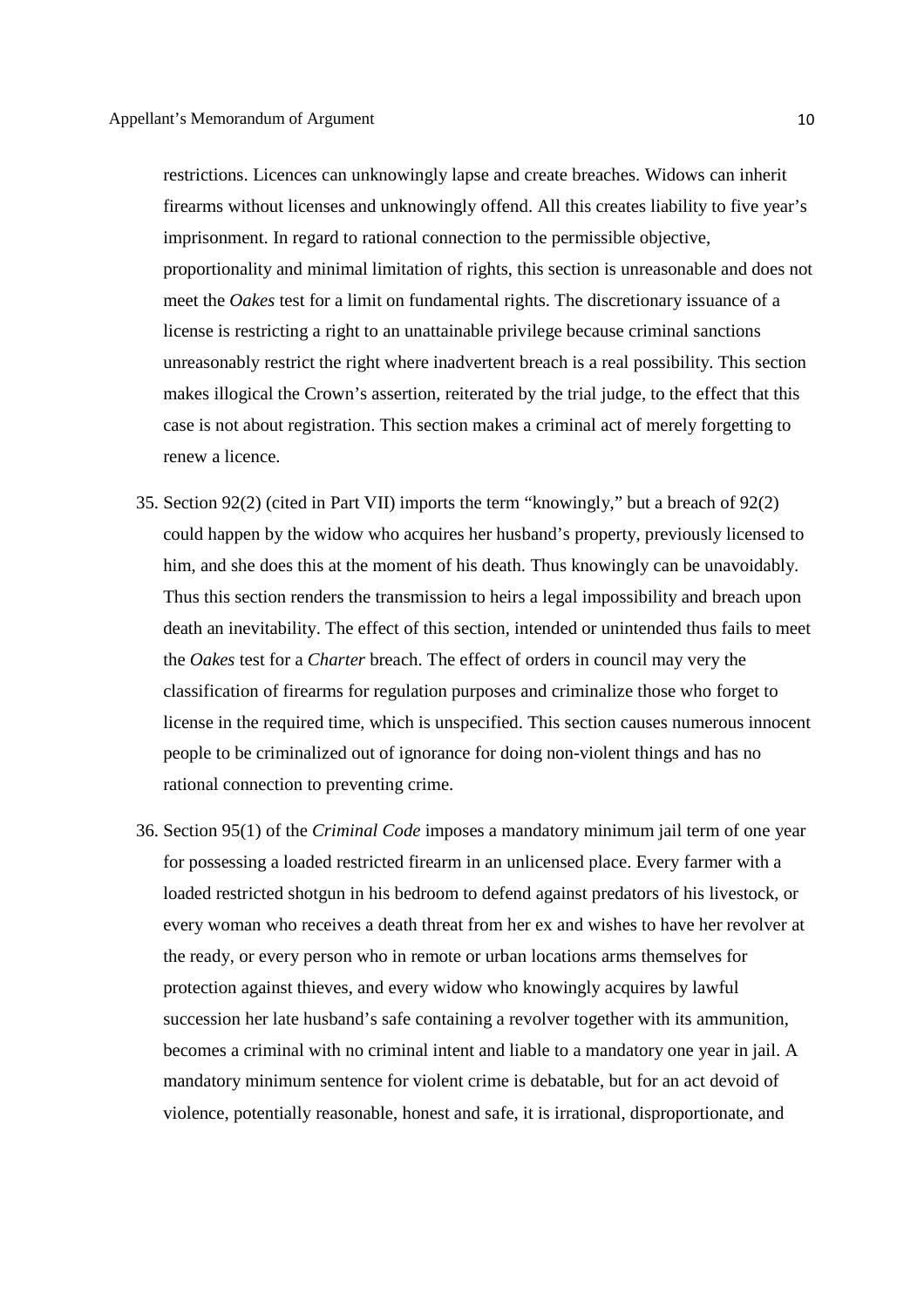restrictions. Licences can unknowingly lapse and create breaches. Widows can inherit firearms without licenses and unknowingly offend. All this creates liability to five year's imprisonment. In regard to rational connection to the permissible objective, proportionality and minimal limitation of rights, this section is unreasonable and does not meet the *Oakes* test for a limit on fundamental rights. The discretionary issuance of a license is restricting a right to an unattainable privilege because criminal sanctions unreasonably restrict the right where inadvertent breach is a real possibility. This section makes illogical the Crown's assertion, reiterated by the trial judge, to the effect that this case is not about registration. This section makes a criminal act of merely forgetting to renew a licence.

35. Section 92(2) (cited in Part VII) imports the term "knowingly," but a breach of 92(2) could happen by the widow who acquires her husband's property, previously licensed to him, and she does this at the moment of his death. Thus knowingly can be unavoidably. Thus this section renders the transmission to heirs a legal impossibility and breach upon death an inevitability. The effect of this section, intended or unintended thus fails to meet the *Oakes* test for a *Charter* breach. The effect of orders in council may very the classification of firearms for regulation purposes and criminalize those who forget to license in the required time, which is unspecified. This section causes numerous innocent people to be criminalized out of ignorance for doing non-violent things and has no rational connection to preventing crime.

36. Section 95(1) of the *Criminal Code* imposes a mandatory minimum jail term of one year for possessing a loaded restricted firearm in an unlicensed place. Every farmer with a loaded restricted shotgun in his bedroom to defend against predators of his livestock, or every woman who receives a death threat from her ex and wishes to have her revolver at the ready, or every person who in remote or urban locations arms themselves for protection against thieves, and every widow who knowingly acquires by lawful succession her late husband's safe containing a revolver together with its ammunition, becomes a criminal with no criminal intent and liable to a mandatory one year in jail. A mandatory minimum sentence for violent crime is debatable, but for an act devoid of violence, potentially reasonable, honest and safe, it is irrational, disproportionate, and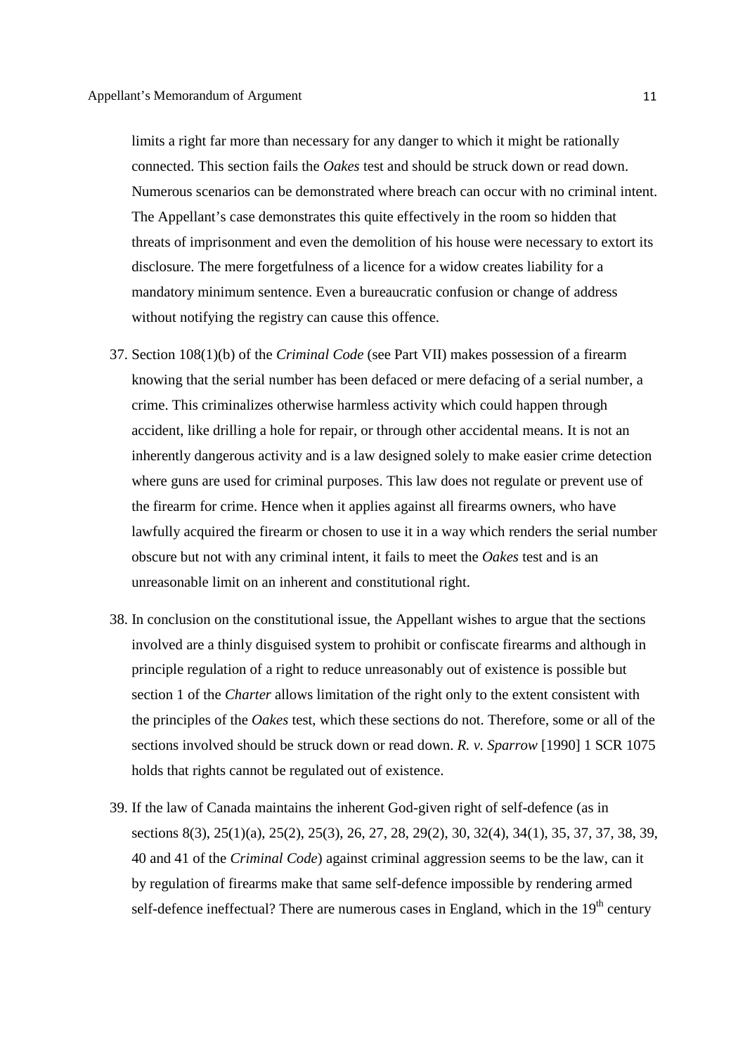limits a right far more than necessary for any danger to which it might be rationally connected. This section fails the *Oakes* test and should be struck down or read down. Numerous scenarios can be demonstrated where breach can occur with no criminal intent. The Appellant's case demonstrates this quite effectively in the room so hidden that threats of imprisonment and even the demolition of his house were necessary to extort its disclosure. The mere forgetfulness of a licence for a widow creates liability for a mandatory minimum sentence. Even a bureaucratic confusion or change of address without notifying the registry can cause this offence.

37. Section 108(1)(b) of the *Criminal Code* (see Part VII) makes possession of a firearm knowing that the serial number has been defaced or mere defacing of a serial number, a crime. This criminalizes otherwise harmless activity which could happen through accident, like drilling a hole for repair, or through other accidental means. It is not an inherently dangerous activity and is a law designed solely to make easier crime detection where guns are used for criminal purposes. This law does not regulate or prevent use of the firearm for crime. Hence when it applies against all firearms owners, who have lawfully acquired the firearm or chosen to use it in a way which renders the serial number obscure but not with any criminal intent, it fails to meet the *Oakes* test and is an unreasonable limit on an inherent and constitutional right.

38. In conclusion on the constitutional issue, the Appellant wishes to argue that the sections involved are a thinly disguised system to prohibit or confiscate firearms and although in principle regulation of a right to reduce unreasonably out of existence is possible but section 1 of the *Charter* allows limitation of the right only to the extent consistent with the principles of the *Oakes* test, which these sections do not. Therefore, some or all of the sections involved should be struck down or read down. *R. v. Sparrow* [1990] 1 SCR 1075 holds that rights cannot be regulated out of existence.

39. If the law of Canada maintains the inherent God-given right of self-defence (as in sections 8(3), 25(1)(a), 25(2), 25(3), 26, 27, 28, 29(2), 30, 32(4), 34(1), 35, 37, 37, 38, 39, 40 and 41 of the *Criminal Code*) against criminal aggression seems to be the law, can it by regulation of firearms make that same self-defence impossible by rendering armed self-defence ineffectual? There are numerous cases in England, which in the 19th century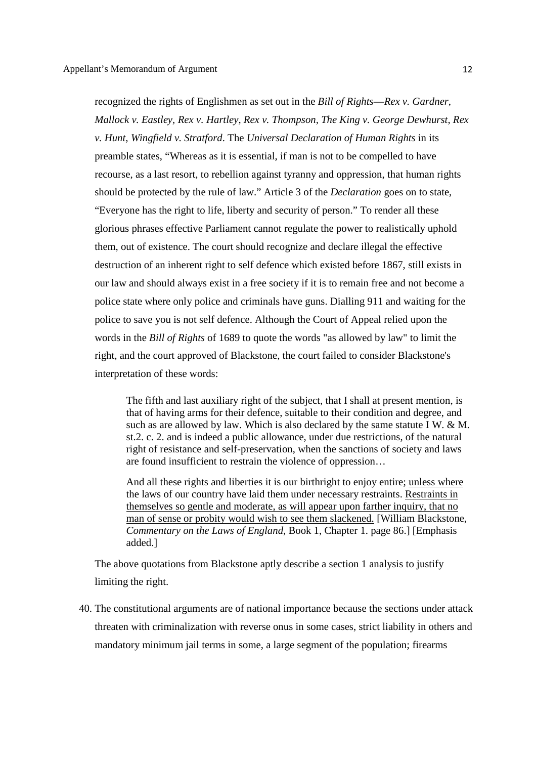recognized the rights of Englishmen as set out in the *Bill of Rights*—*Rex v. Gardner, Mallock v. Eastley, Rex v. Hartley, Rex v. Thompson, The King v. George Dewhurst, Rex v. Hunt, Wingfield v. Stratford*. The *Universal Declaration of Human Rights* in its preamble states, "Whereas as it is essential, if man is not to be compelled to have recourse, as a last resort, to rebellion against tyranny and oppression, that human rights should be protected by the rule of law." Article 3 of the *Declaration* goes on to state, "Everyone has the right to life, liberty and security of person." To render all these glorious phrases effective Parliament cannot regulate the power to realistically uphold them, out of existence. The court should recognize and declare illegal the effective destruction of an inherent right to self defence which existed before 1867, still exists in our law and should always exist in a free society if it is to remain free and not become a police state where only police and criminals have guns. Dialling 911 and waiting for the police to save you is not self defence. Although the Court of Appeal relied upon the words in the *Bill of Rights* of 1689 to quote the words "as allowed by law" to limit the right, and the court approved of Blackstone, the court failed to consider Blackstone's interpretation of these words:

> The fifth and last auxiliary right of the subject, that I shall at present mention, is that of having arms for their defence, suitable to their condition and degree, and such as are allowed by law. Which is also declared by the same statute I W. & M. st.2. c. 2. and is indeed a public allowance, under due restrictions, of the natural right of resistance and self-preservation, when the sanctions of society and laws are found insufficient to restrain the violence of oppression…
>
> And all these rights and liberties it is our birthright to enjoy entire; <u>unless where</u> the laws of our country have laid them under necessary restraints. <u>Restraints in themselves so gentle and moderate, as will appear upon farther inquiry, that no man of sense or probity would wish to see them slackened.</u> [William Blackstone, *Commentary on the Laws of England*, Book 1, Chapter 1. page 86.] [Emphasis added.]

The above quotations from Blackstone aptly describe a section 1 analysis to justify limiting the right.

40. The constitutional arguments are of national importance because the sections under attack threaten with criminalization with reverse onus in some cases, strict liability in others and mandatory minimum jail terms in some, a large segment of the population; firearms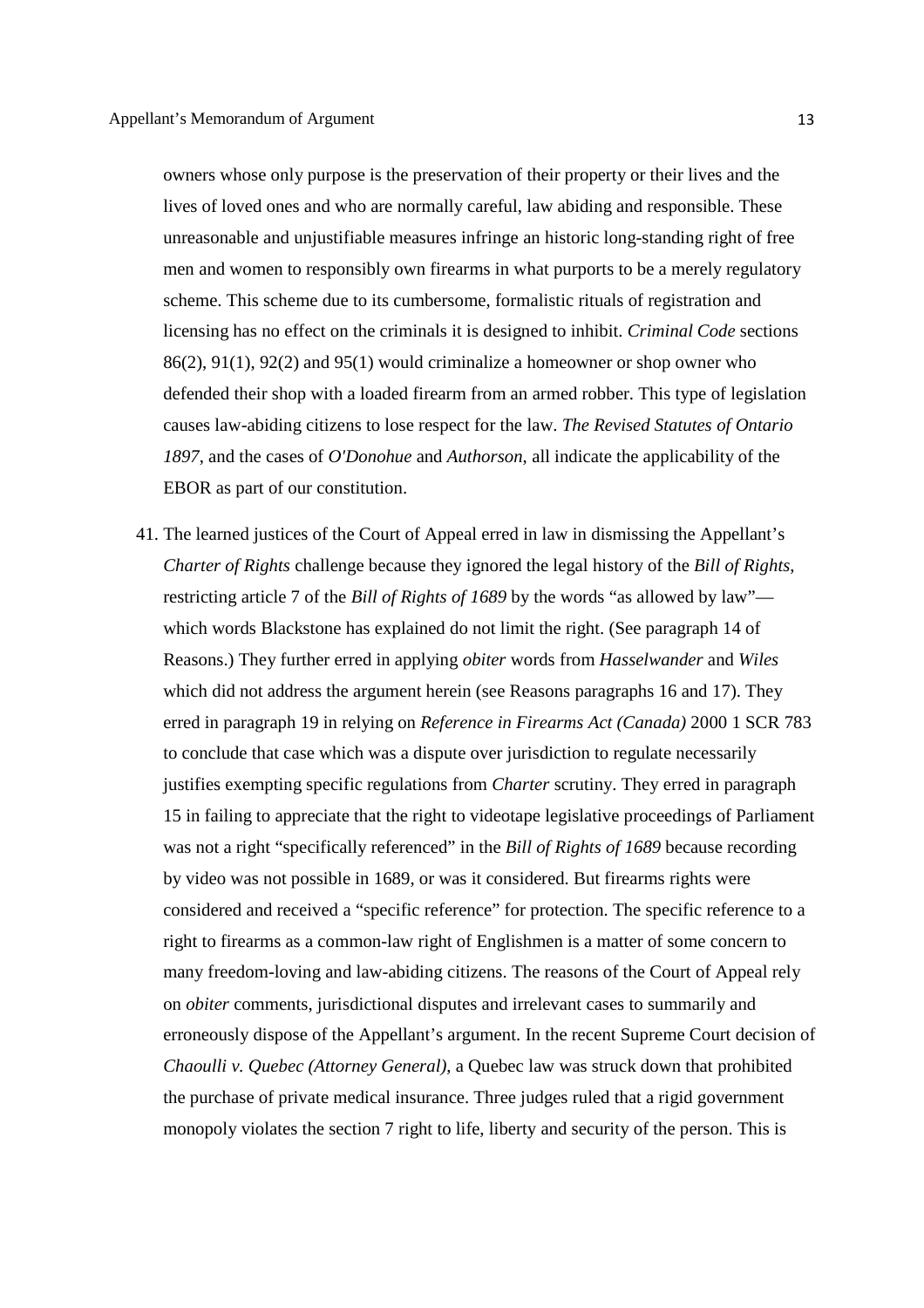owners whose only purpose is the preservation of their property or their lives and the lives of loved ones and who are normally careful, law abiding and responsible. These unreasonable and unjustifiable measures infringe an historic long-standing right of free men and women to responsibly own firearms in what purports to be a merely regulatory scheme. This scheme due to its cumbersome, formalistic rituals of registration and licensing has no effect on the criminals it is designed to inhibit. *Criminal Code* sections 86(2), 91(1), 92(2) and 95(1) would criminalize a homeowner or shop owner who defended their shop with a loaded firearm from an armed robber. This type of legislation causes law-abiding citizens to lose respect for the law. *The Revised Statutes of Ontario 1897*, and the cases of *O'Donohue* and *Authorson*, all indicate the applicability of the EBOR as part of our constitution.

41. The learned justices of the Court of Appeal erred in law in dismissing the Appellant's *Charter of Rights* challenge because they ignored the legal history of the *Bill of Rights*, restricting article 7 of the *Bill of Rights of 1689* by the words "as allowed by law"—which words Blackstone has explained do not limit the right. (See paragraph 14 of Reasons.) They further erred in applying *obiter* words from *Hasselwander* and *Wiles* which did not address the argument herein (see Reasons paragraphs 16 and 17). They erred in paragraph 19 in relying on *Reference in Firearms Act (Canada)* 2000 1 SCR 783 to conclude that case which was a dispute over jurisdiction to regulate necessarily justifies exempting specific regulations from *Charter* scrutiny. They erred in paragraph 15 in failing to appreciate that the right to videotape legislative proceedings of Parliament was not a right "specifically referenced" in the *Bill of Rights of 1689* because recording by video was not possible in 1689, or was it considered. But firearms rights were considered and received a "specific reference" for protection. The specific reference to a right to firearms as a common-law right of Englishmen is a matter of some concern to many freedom-loving and law-abiding citizens. The reasons of the Court of Appeal rely on *obiter* comments, jurisdictional disputes and irrelevant cases to summarily and erroneously dispose of the Appellant's argument. In the recent Supreme Court decision of *Chaoulli v. Quebec (Attorney General)*, a Quebec law was struck down that prohibited the purchase of private medical insurance. Three judges ruled that a rigid government monopoly violates the section 7 right to life, liberty and security of the person. This is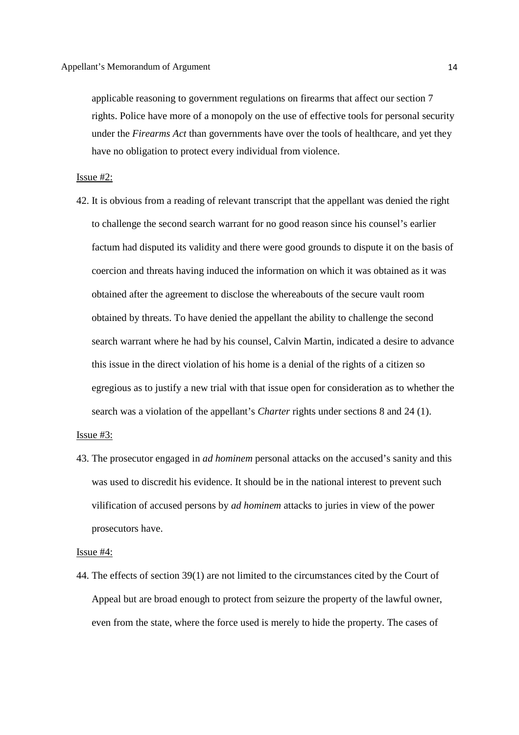applicable reasoning to government regulations on firearms that affect our section 7 rights. Police have more of a monopoly on the use of effective tools for personal security under the *Firearms Act* than governments have over the tools of healthcare, and yet they have no obligation to protect every individual from violence.

Issue #2:

42. It is obvious from a reading of relevant transcript that the appellant was denied the right to challenge the second search warrant for no good reason since his counsel's earlier factum had disputed its validity and there were good grounds to dispute it on the basis of coercion and threats having induced the information on which it was obtained as it was obtained after the agreement to disclose the whereabouts of the secure vault room obtained by threats. To have denied the appellant the ability to challenge the second search warrant where he had by his counsel, Calvin Martin, indicated a desire to advance this issue in the direct violation of his home is a denial of the rights of a citizen so egregious as to justify a new trial with that issue open for consideration as to whether the search was a violation of the appellant's *Charter* rights under sections 8 and 24 (1).

Issue #3:

43. The prosecutor engaged in *ad hominem* personal attacks on the accused's sanity and this was used to discredit his evidence. It should be in the national interest to prevent such vilification of accused persons by *ad hominem* attacks to juries in view of the power prosecutors have.

Issue #4:

44. The effects of section 39(1) are not limited to the circumstances cited by the Court of Appeal but are broad enough to protect from seizure the property of the lawful owner, even from the state, where the force used is merely to hide the property. The cases of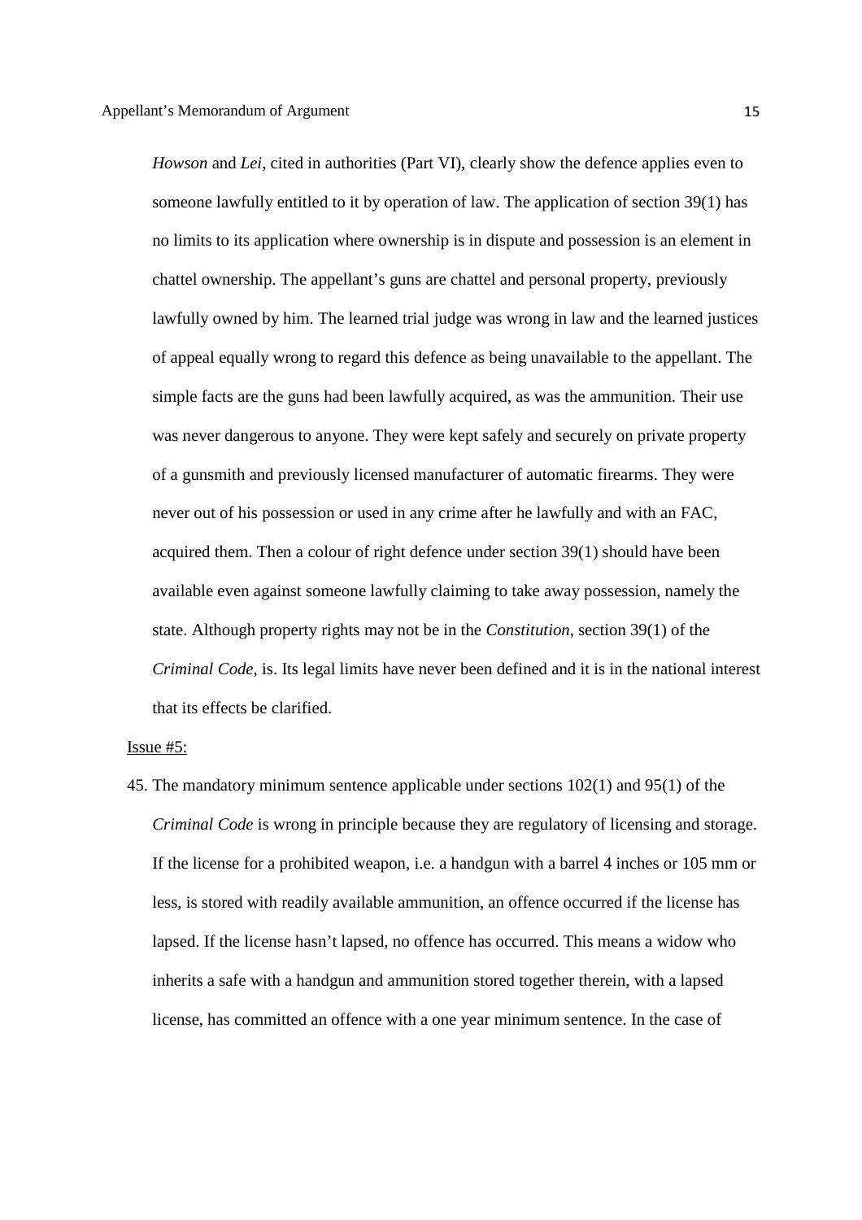*Howson* and *Lei*, cited in authorities (Part VI), clearly show the defence applies even to someone lawfully entitled to it by operation of law. The application of section 39(1) has no limits to its application where ownership is in dispute and possession is an element in chattel ownership. The appellant's guns are chattel and personal property, previously lawfully owned by him. The learned trial judge was wrong in law and the learned justices of appeal equally wrong to regard this defence as being unavailable to the appellant. The simple facts are the guns had been lawfully acquired, as was the ammunition. Their use was never dangerous to anyone. They were kept safely and securely on private property of a gunsmith and previously licensed manufacturer of automatic firearms. They were never out of his possession or used in any crime after he lawfully and with an FAC, acquired them. Then a colour of right defence under section 39(1) should have been available even against someone lawfully claiming to take away possession, namely the state. Although property rights may not be in the *Constitution*, section 39(1) of the *Criminal Code*, is. Its legal limits have never been defined and it is in the national interest that its effects be clarified.

<u>Issue #5:</u>

45. The mandatory minimum sentence applicable under sections 102(1) and 95(1) of the *Criminal Code* is wrong in principle because they are regulatory of licensing and storage. If the license for a prohibited weapon, i.e. a handgun with a barrel 4 inches or 105 mm or less, is stored with readily available ammunition, an offence occurred if the license has lapsed. If the license hasn't lapsed, no offence has occurred. This means a widow who inherits a safe with a handgun and ammunition stored together therein, with a lapsed license, has committed an offence with a one year minimum sentence. In the case of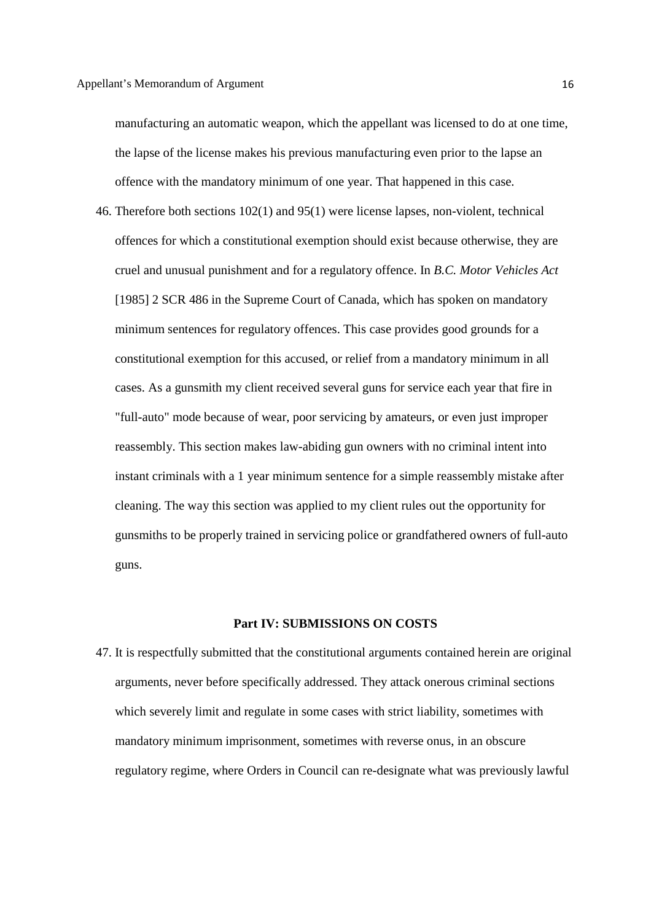manufacturing an automatic weapon, which the appellant was licensed to do at one time, the lapse of the license makes his previous manufacturing even prior to the lapse an offence with the mandatory minimum of one year. That happened in this case.

46. Therefore both sections 102(1) and 95(1) were license lapses, non-violent, technical offences for which a constitutional exemption should exist because otherwise, they are cruel and unusual punishment and for a regulatory offence. In *B.C. Motor Vehicles Act* [1985] 2 SCR 486 in the Supreme Court of Canada, which has spoken on mandatory minimum sentences for regulatory offences. This case provides good grounds for a constitutional exemption for this accused, or relief from a mandatory minimum in all cases. As a gunsmith my client received several guns for service each year that fire in "full-auto" mode because of wear, poor servicing by amateurs, or even just improper reassembly. This section makes law-abiding gun owners with no criminal intent into instant criminals with a 1 year minimum sentence for a simple reassembly mistake after cleaning. The way this section was applied to my client rules out the opportunity for gunsmiths to be properly trained in servicing police or grandfathered owners of full-auto guns.

## Part IV: SUBMISSIONS ON COSTS

47. It is respectfully submitted that the constitutional arguments contained herein are original arguments, never before specifically addressed. They attack onerous criminal sections which severely limit and regulate in some cases with strict liability, sometimes with mandatory minimum imprisonment, sometimes with reverse onus, in an obscure regulatory regime, where Orders in Council can re-designate what was previously lawful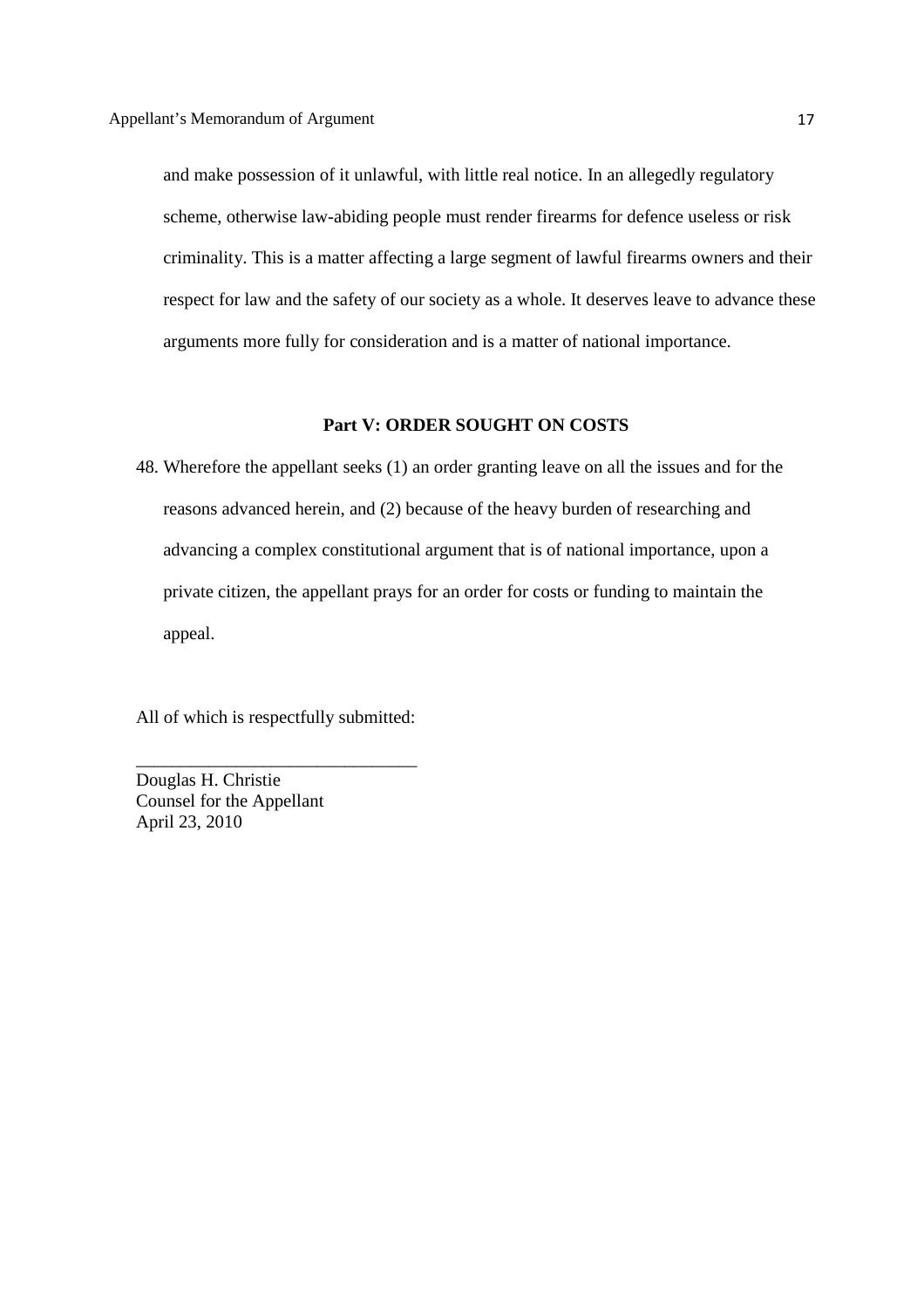and make possession of it unlawful, with little real notice. In an allegedly regulatory scheme, otherwise law-abiding people must render firearms for defence useless or risk criminality. This is a matter affecting a large segment of lawful firearms owners and their respect for law and the safety of our society as a whole. It deserves leave to advance these arguments more fully for consideration and is a matter of national importance.

### Part V: ORDER SOUGHT ON COSTS

48. Wherefore the appellant seeks (1) an order granting leave on all the issues and for the reasons advanced herein, and (2) because of the heavy burden of researching and advancing a complex constitutional argument that is of national importance, upon a private citizen, the appellant prays for an order for costs or funding to maintain the appeal.

All of which is respectfully submitted:

_______________________________

Douglas H. Christie
Counsel for the Appellant
April 23, 2010